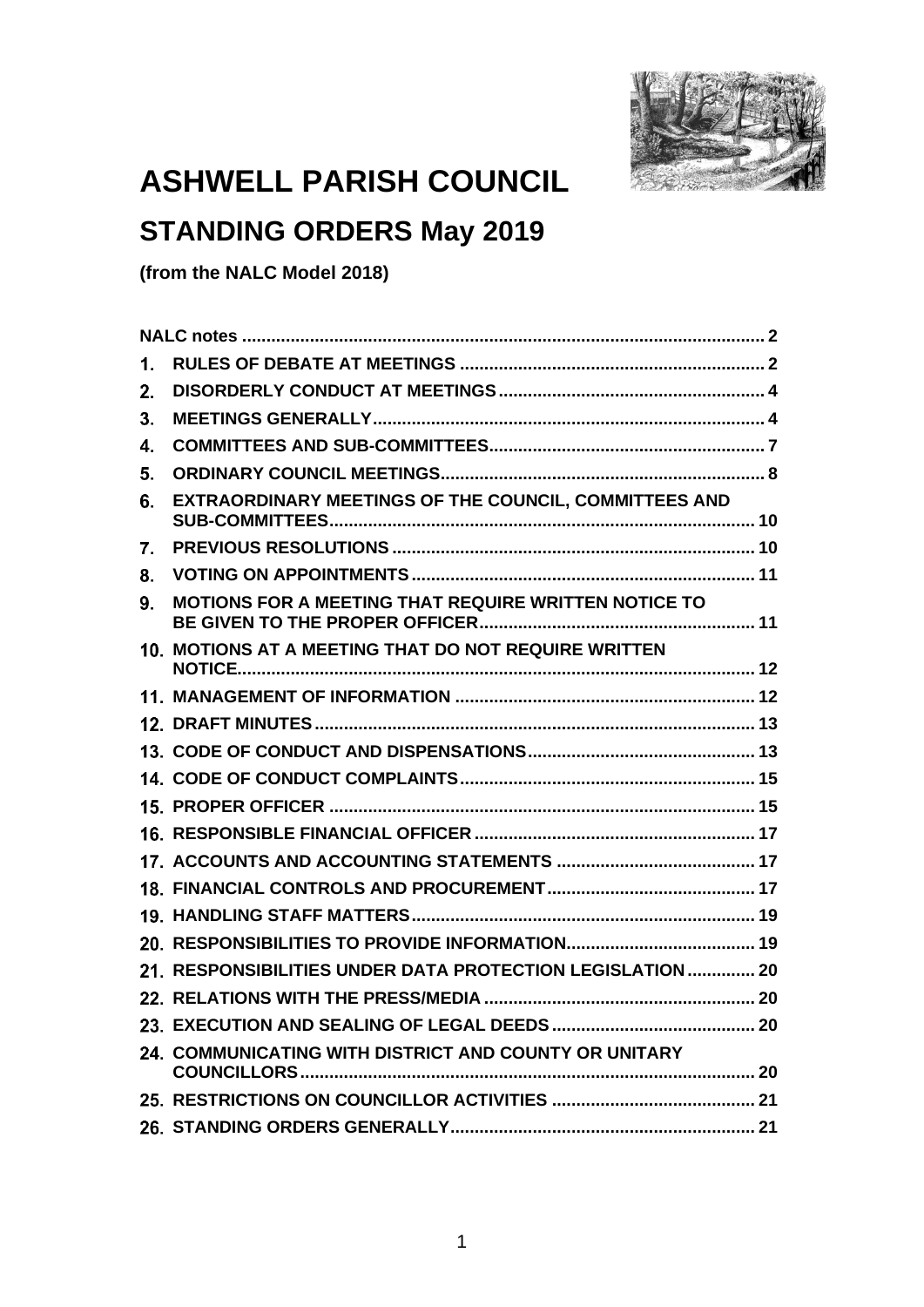# ASHWELL PARISH COUNCIL

## STANDING ORDERS May 2019

**(from the NALC Model 2018)**

| | | |
|---|---|---|
| **NALC notes** | | **2** |
| **1.** | **RULES OF DEBATE AT MEETINGS** | **2** |
| **2.** | **DISORDERLY CONDUCT AT MEETINGS** | **4** |
| **3.** | **MEETINGS GENERALLY** | **4** |
| **4.** | **COMMITTEES AND SUB-COMMITTEES** | **7** |
| **5.** | **ORDINARY COUNCIL MEETINGS** | **8** |
| **6.** | **EXTRAORDINARY MEETINGS OF THE COUNCIL, COMMITTEES AND SUB-COMMITTEES** | **10** |
| **7.** | **PREVIOUS RESOLUTIONS** | **10** |
| **8.** | **VOTING ON APPOINTMENTS** | **11** |
| **9.** | **MOTIONS FOR A MEETING THAT REQUIRE WRITTEN NOTICE TO BE GIVEN TO THE PROPER OFFICER** | **11** |
| **10.** | **MOTIONS AT A MEETING THAT DO NOT REQUIRE WRITTEN NOTICE** | **12** |
| **11.** | **MANAGEMENT OF INFORMATION** | **12** |
| **12.** | **DRAFT MINUTES** | **13** |
| **13.** | **CODE OF CONDUCT AND DISPENSATIONS** | **13** |
| **14.** | **CODE OF CONDUCT COMPLAINTS** | **15** |
| **15.** | **PROPER OFFICER** | **15** |
| **16.** | **RESPONSIBLE FINANCIAL OFFICER** | **17** |
| **17.** | **ACCOUNTS AND ACCOUNTING STATEMENTS** | **17** |
| **18.** | **FINANCIAL CONTROLS AND PROCUREMENT** | **17** |
| **19.** | **HANDLING STAFF MATTERS** | **19** |
| **20.** | **RESPONSIBILITIES TO PROVIDE INFORMATION** | **19** |
| **21.** | **RESPONSIBILITIES UNDER DATA PROTECTION LEGISLATION** | **20** |
| **22.** | **RELATIONS WITH THE PRESS/MEDIA** | **20** |
| **23.** | **EXECUTION AND SEALING OF LEGAL DEEDS** | **20** |
| **24.** | **COMMUNICATING WITH DISTRICT AND COUNTY OR UNITARY COUNCILLORS** | **20** |
| **25.** | **RESTRICTIONS ON COUNCILLOR ACTIVITIES** | **21** |
| **26.** | **STANDING ORDERS GENERALLY** | **21** |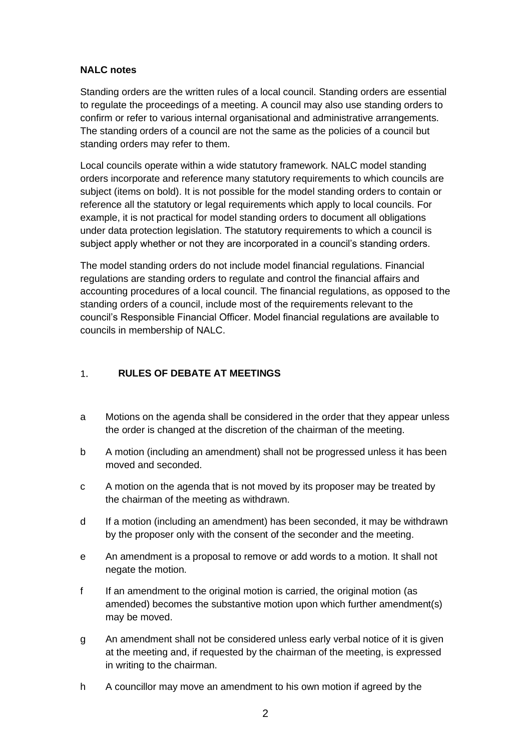**NALC notes**

Standing orders are the written rules of a local council. Standing orders are essential to regulate the proceedings of a meeting. A council may also use standing orders to confirm or refer to various internal organisational and administrative arrangements. The standing orders of a council are not the same as the policies of a council but standing orders may refer to them.

Local councils operate within a wide statutory framework. NALC model standing orders incorporate and reference many statutory requirements to which councils are subject (items on bold). It is not possible for the model standing orders to contain or reference all the statutory or legal requirements which apply to local councils. For example, it is not practical for model standing orders to document all obligations under data protection legislation. The statutory requirements to which a council is subject apply whether or not they are incorporated in a council's standing orders.

The model standing orders do not include model financial regulations. Financial regulations are standing orders to regulate and control the financial affairs and accounting procedures of a local council. The financial regulations, as opposed to the standing orders of a council, include most of the requirements relevant to the council's Responsible Financial Officer. Model financial regulations are available to councils in membership of NALC.

## 1. RULES OF DEBATE AT MEETINGS

a Motions on the agenda shall be considered in the order that they appear unless the order is changed at the discretion of the chairman of the meeting.

b A motion (including an amendment) shall not be progressed unless it has been moved and seconded.

c A motion on the agenda that is not moved by its proposer may be treated by the chairman of the meeting as withdrawn.

d If a motion (including an amendment) has been seconded, it may be withdrawn by the proposer only with the consent of the seconder and the meeting.

e An amendment is a proposal to remove or add words to a motion. It shall not negate the motion.

f If an amendment to the original motion is carried, the original motion (as amended) becomes the substantive motion upon which further amendment(s) may be moved.

g An amendment shall not be considered unless early verbal notice of it is given at the meeting and, if requested by the chairman of the meeting, is expressed in writing to the chairman.

h A councillor may move an amendment to his own motion if agreed by the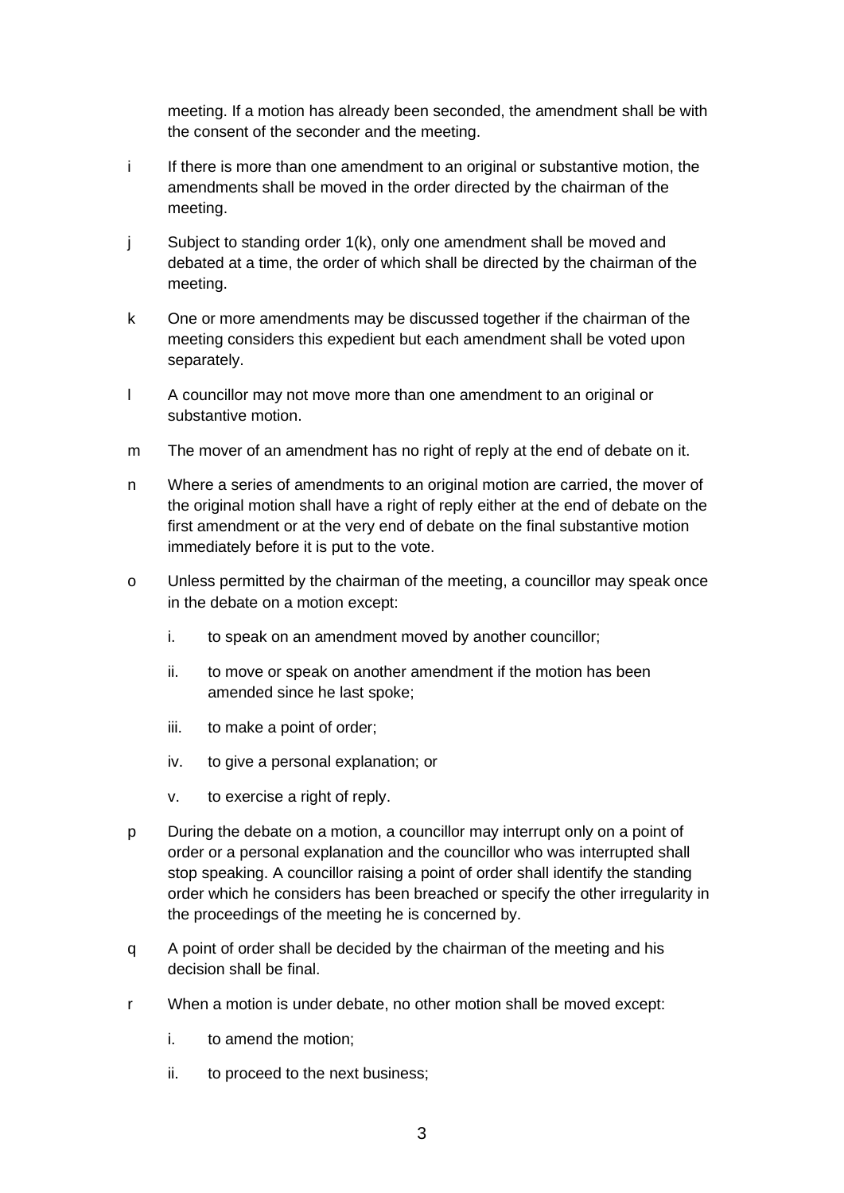meeting. If a motion has already been seconded, the amendment shall be with the consent of the seconder and the meeting.

i If there is more than one amendment to an original or substantive motion, the amendments shall be moved in the order directed by the chairman of the meeting.

j Subject to standing order 1(k), only one amendment shall be moved and debated at a time, the order of which shall be directed by the chairman of the meeting.

k One or more amendments may be discussed together if the chairman of the meeting considers this expedient but each amendment shall be voted upon separately.

l A councillor may not move more than one amendment to an original or substantive motion.

m The mover of an amendment has no right of reply at the end of debate on it.

n Where a series of amendments to an original motion are carried, the mover of the original motion shall have a right of reply either at the end of debate on the first amendment or at the very end of debate on the final substantive motion immediately before it is put to the vote.

o Unless permitted by the chairman of the meeting, a councillor may speak once in the debate on a motion except:

   i. to speak on an amendment moved by another councillor;

   ii. to move or speak on another amendment if the motion has been amended since he last spoke;

   iii. to make a point of order;

   iv. to give a personal explanation; or

   v. to exercise a right of reply.

p During the debate on a motion, a councillor may interrupt only on a point of order or a personal explanation and the councillor who was interrupted shall stop speaking. A councillor raising a point of order shall identify the standing order which he considers has been breached or specify the other irregularity in the proceedings of the meeting he is concerned by.

q A point of order shall be decided by the chairman of the meeting and his decision shall be final.

r When a motion is under debate, no other motion shall be moved except:

   i. to amend the motion;

   ii. to proceed to the next business;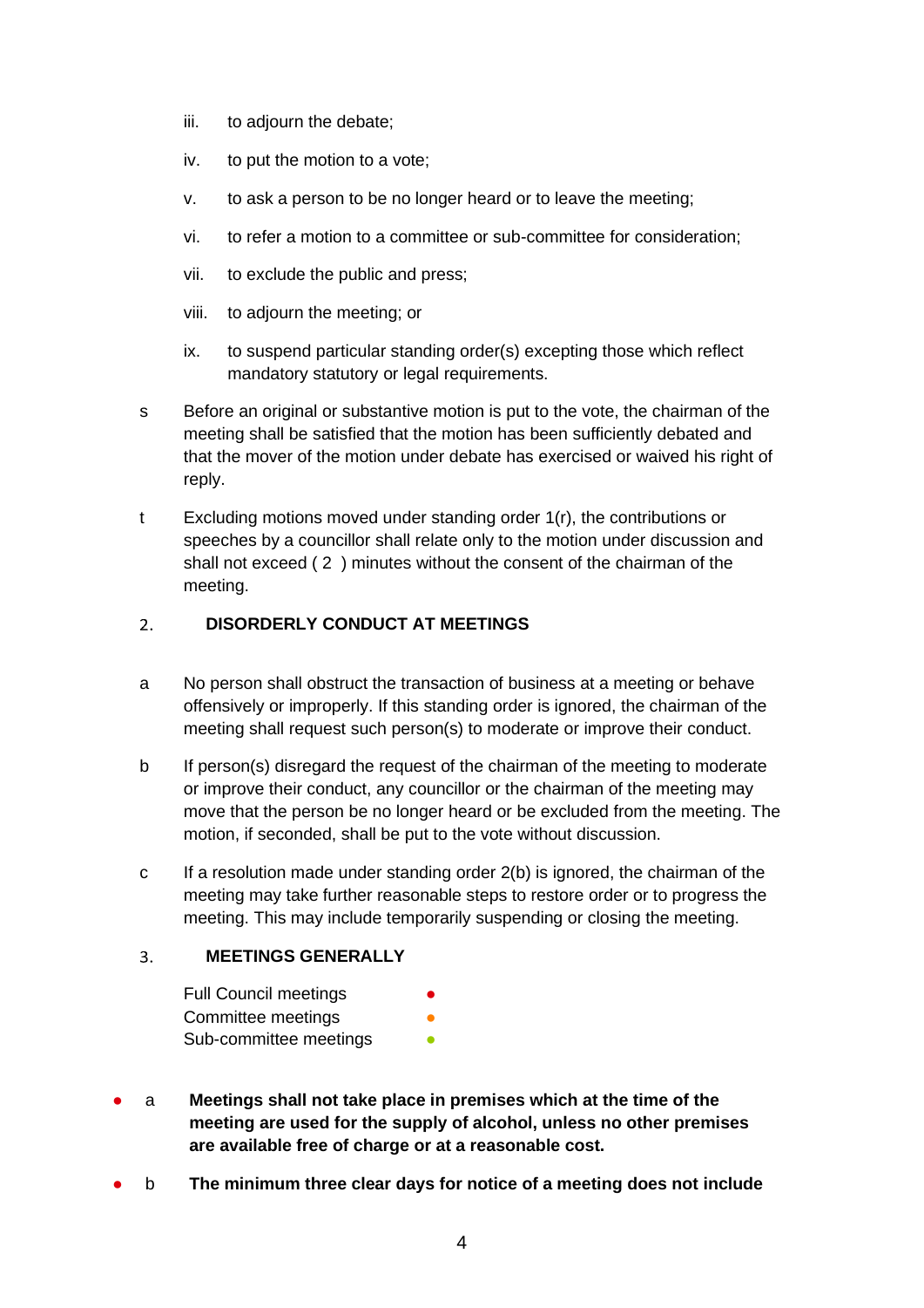iii. to adjourn the debate;

iv. to put the motion to a vote;

v. to ask a person to be no longer heard or to leave the meeting;

vi. to refer a motion to a committee or sub-committee for consideration;

vii. to exclude the public and press;

viii. to adjourn the meeting; or

ix. to suspend particular standing order(s) excepting those which reflect mandatory statutory or legal requirements.

s Before an original or substantive motion is put to the vote, the chairman of the meeting shall be satisfied that the motion has been sufficiently debated and that the mover of the motion under debate has exercised or waived his right of reply.

t Excluding motions moved under standing order 1(r), the contributions or speeches by a councillor shall relate only to the motion under discussion and shall not exceed ( 2 ) minutes without the consent of the chairman of the meeting.

## 2. DISORDERLY CONDUCT AT MEETINGS

a No person shall obstruct the transaction of business at a meeting or behave offensively or improperly. If this standing order is ignored, the chairman of the meeting shall request such person(s) to moderate or improve their conduct.

b If person(s) disregard the request of the chairman of the meeting to moderate or improve their conduct, any councillor or the chairman of the meeting may move that the person be no longer heard or be excluded from the meeting. The motion, if seconded, shall be put to the vote without discussion.

c If a resolution made under standing order 2(b) is ignored, the chairman of the meeting may take further reasonable steps to restore order or to progress the meeting. This may include temporarily suspending or closing the meeting.

## 3. MEETINGS GENERALLY

Full Council meetings ●
Committee meetings ●
Sub-committee meetings ●

● a **Meetings shall not take place in premises which at the time of the meeting are used for the supply of alcohol, unless no other premises are available free of charge or at a reasonable cost.**

● b **The minimum three clear days for notice of a meeting does not include**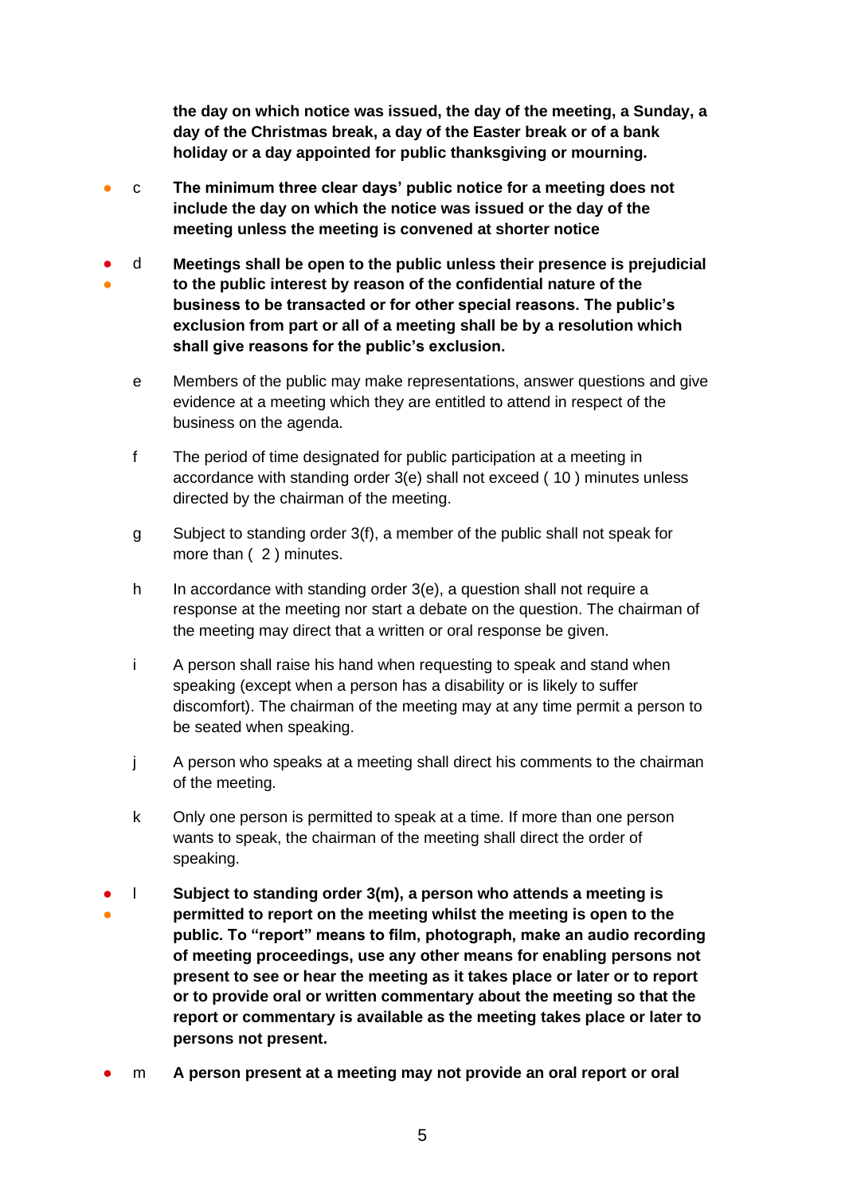**the day on which notice was issued, the day of the meeting, a Sunday, a day of the Christmas break, a day of the Easter break or of a bank holiday or a day appointed for public thanksgiving or mourning.**

c **The minimum three clear days' public notice for a meeting does not include the day on which the notice was issued or the day of the meeting unless the meeting is convened at shorter notice**

d **Meetings shall be open to the public unless their presence is prejudicial to the public interest by reason of the confidential nature of the business to be transacted or for other special reasons. The public's exclusion from part or all of a meeting shall be by a resolution which shall give reasons for the public's exclusion.**

e Members of the public may make representations, answer questions and give evidence at a meeting which they are entitled to attend in respect of the business on the agenda.

f The period of time designated for public participation at a meeting in accordance with standing order 3(e) shall not exceed ( 10 ) minutes unless directed by the chairman of the meeting.

g Subject to standing order 3(f), a member of the public shall not speak for more than ( 2 ) minutes.

h In accordance with standing order 3(e), a question shall not require a response at the meeting nor start a debate on the question. The chairman of the meeting may direct that a written or oral response be given.

i A person shall raise his hand when requesting to speak and stand when speaking (except when a person has a disability or is likely to suffer discomfort). The chairman of the meeting may at any time permit a person to be seated when speaking.

j A person who speaks at a meeting shall direct his comments to the chairman of the meeting.

k Only one person is permitted to speak at a time. If more than one person wants to speak, the chairman of the meeting shall direct the order of speaking.

l **Subject to standing order 3(m), a person who attends a meeting is permitted to report on the meeting whilst the meeting is open to the public. To "report" means to film, photograph, make an audio recording of meeting proceedings, use any other means for enabling persons not present to see or hear the meeting as it takes place or later or to report or to provide oral or written commentary about the meeting so that the report or commentary is available as the meeting takes place or later to persons not present.**

m **A person present at a meeting may not provide an oral report or oral**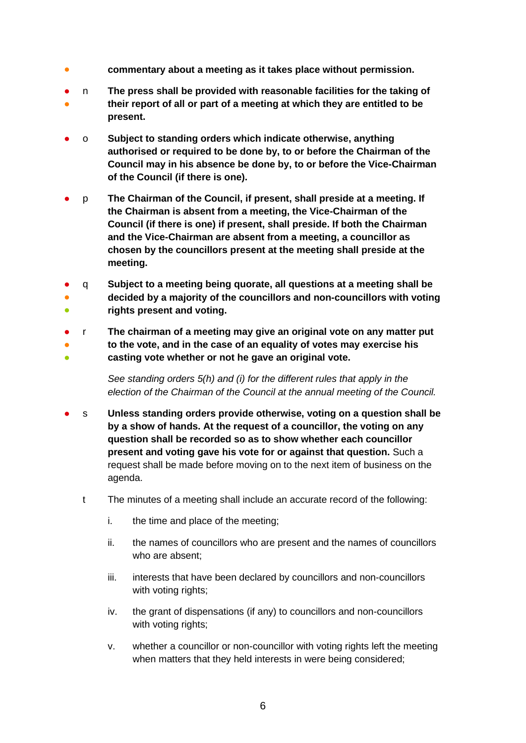**commentary about a meeting as it takes place without permission.**

n **The press shall be provided with reasonable facilities for the taking of their report of all or part of a meeting at which they are entitled to be present.**

o **Subject to standing orders which indicate otherwise, anything authorised or required to be done by, to or before the Chairman of the Council may in his absence be done by, to or before the Vice-Chairman of the Council (if there is one).**

p **The Chairman of the Council, if present, shall preside at a meeting. If the Chairman is absent from a meeting, the Vice-Chairman of the Council (if there is one) if present, shall preside. If both the Chairman and the Vice-Chairman are absent from a meeting, a councillor as chosen by the councillors present at the meeting shall preside at the meeting.**

q **Subject to a meeting being quorate, all questions at a meeting shall be decided by a majority of the councillors and non-councillors with voting rights present and voting.**

r **The chairman of a meeting may give an original vote on any matter put to the vote, and in the case of an equality of votes may exercise his casting vote whether or not he gave an original vote.**

*See standing orders 5(h) and (i) for the different rules that apply in the election of the Chairman of the Council at the annual meeting of the Council.*

s **Unless standing orders provide otherwise, voting on a question shall be by a show of hands. At the request of a councillor, the voting on any question shall be recorded so as to show whether each councillor present and voting gave his vote for or against that question.** Such a request shall be made before moving on to the next item of business on the agenda.

t The minutes of a meeting shall include an accurate record of the following:

i. the time and place of the meeting;

ii. the names of councillors who are present and the names of councillors who are absent;

iii. interests that have been declared by councillors and non-councillors with voting rights;

iv. the grant of dispensations (if any) to councillors and non-councillors with voting rights;

v. whether a councillor or non-councillor with voting rights left the meeting when matters that they held interests in were being considered;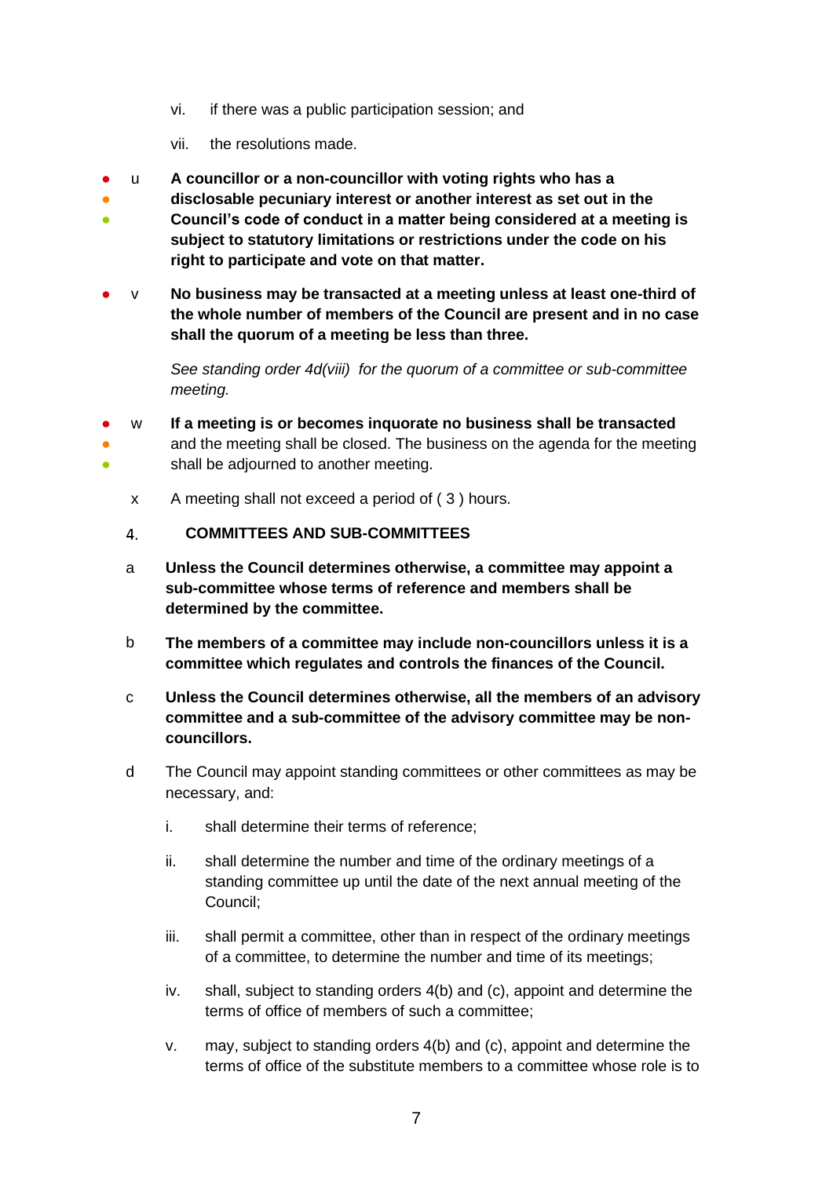vi. if there was a public participation session; and

vii. the resolutions made.

u **A councillor or a non-councillor with voting rights who has a disclosable pecuniary interest or another interest as set out in the Council's code of conduct in a matter being considered at a meeting is subject to statutory limitations or restrictions under the code on his right to participate and vote on that matter.**

v **No business may be transacted at a meeting unless at least one-third of the whole number of members of the Council are present and in no case shall the quorum of a meeting be less than three.**

*See standing order 4d(viii) for the quorum of a committee or sub-committee meeting.*

w **If a meeting is or becomes inquorate no business shall be transacted** and the meeting shall be closed. The business on the agenda for the meeting shall be adjourned to another meeting.

x A meeting shall not exceed a period of ( 3 ) hours.

## 4. COMMITTEES AND SUB-COMMITTEES

a **Unless the Council determines otherwise, a committee may appoint a sub-committee whose terms of reference and members shall be determined by the committee.**

b **The members of a committee may include non-councillors unless it is a committee which regulates and controls the finances of the Council.**

c **Unless the Council determines otherwise, all the members of an advisory committee and a sub-committee of the advisory committee may be non-councillors.**

d The Council may appoint standing committees or other committees as may be necessary, and:

i. shall determine their terms of reference;

ii. shall determine the number and time of the ordinary meetings of a standing committee up until the date of the next annual meeting of the Council;

iii. shall permit a committee, other than in respect of the ordinary meetings of a committee, to determine the number and time of its meetings;

iv. shall, subject to standing orders 4(b) and (c), appoint and determine the terms of office of members of such a committee;

v. may, subject to standing orders 4(b) and (c), appoint and determine the terms of office of the substitute members to a committee whose role is to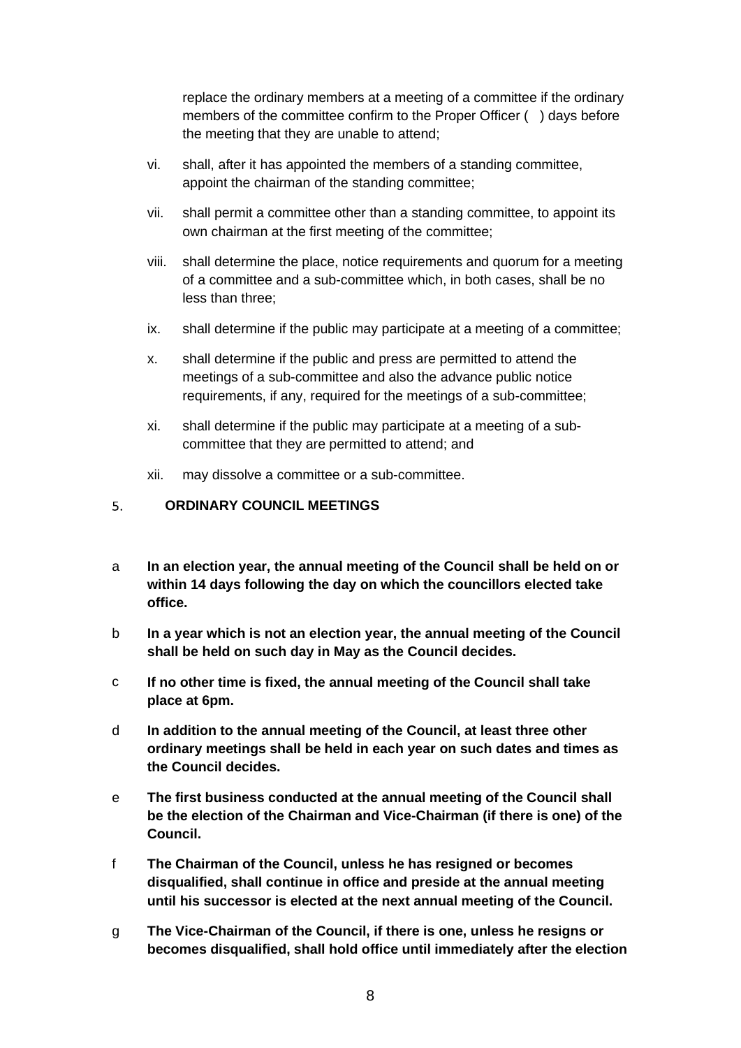replace the ordinary members at a meeting of a committee if the ordinary members of the committee confirm to the Proper Officer (  ) days before the meeting that they are unable to attend;

vi. shall, after it has appointed the members of a standing committee, appoint the chairman of the standing committee;

vii. shall permit a committee other than a standing committee, to appoint its own chairman at the first meeting of the committee;

viii. shall determine the place, notice requirements and quorum for a meeting of a committee and a sub-committee which, in both cases, shall be no less than three;

ix. shall determine if the public may participate at a meeting of a committee;

x. shall determine if the public and press are permitted to attend the meetings of a sub-committee and also the advance public notice requirements, if any, required for the meetings of a sub-committee;

xi. shall determine if the public may participate at a meeting of a sub-committee that they are permitted to attend; and

xii. may dissolve a committee or a sub-committee.

## 5. ORDINARY COUNCIL MEETINGS

a **In an election year, the annual meeting of the Council shall be held on or within 14 days following the day on which the councillors elected take office.**

b **In a year which is not an election year, the annual meeting of the Council shall be held on such day in May as the Council decides.**

c **If no other time is fixed, the annual meeting of the Council shall take place at 6pm.**

d **In addition to the annual meeting of the Council, at least three other ordinary meetings shall be held in each year on such dates and times as the Council decides.**

e **The first business conducted at the annual meeting of the Council shall be the election of the Chairman and Vice-Chairman (if there is one) of the Council.**

f **The Chairman of the Council, unless he has resigned or becomes disqualified, shall continue in office and preside at the annual meeting until his successor is elected at the next annual meeting of the Council.**

g **The Vice-Chairman of the Council, if there is one, unless he resigns or becomes disqualified, shall hold office until immediately after the election**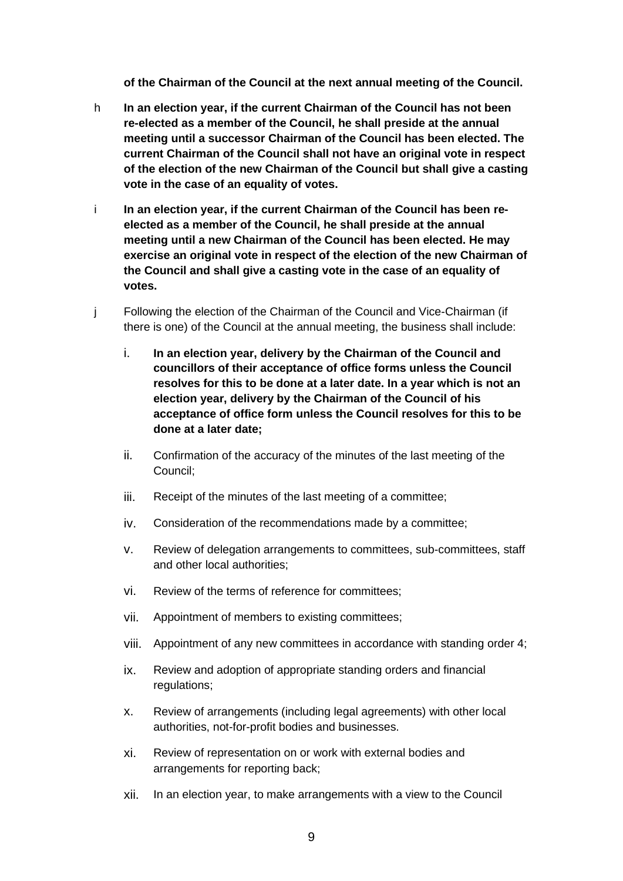**of the Chairman of the Council at the next annual meeting of the Council.**

h **In an election year, if the current Chairman of the Council has not been re-elected as a member of the Council, he shall preside at the annual meeting until a successor Chairman of the Council has been elected. The current Chairman of the Council shall not have an original vote in respect of the election of the new Chairman of the Council but shall give a casting vote in the case of an equality of votes.**

i **In an election year, if the current Chairman of the Council has been re-elected as a member of the Council, he shall preside at the annual meeting until a new Chairman of the Council has been elected. He may exercise an original vote in respect of the election of the new Chairman of the Council and shall give a casting vote in the case of an equality of votes.**

j Following the election of the Chairman of the Council and Vice-Chairman (if there is one) of the Council at the annual meeting, the business shall include:

i. **In an election year, delivery by the Chairman of the Council and councillors of their acceptance of office forms unless the Council resolves for this to be done at a later date. In a year which is not an election year, delivery by the Chairman of the Council of his acceptance of office form unless the Council resolves for this to be done at a later date;**

ii. Confirmation of the accuracy of the minutes of the last meeting of the Council;

iii. Receipt of the minutes of the last meeting of a committee;

iv. Consideration of the recommendations made by a committee;

v. Review of delegation arrangements to committees, sub-committees, staff and other local authorities;

vi. Review of the terms of reference for committees;

vii. Appointment of members to existing committees;

viii. Appointment of any new committees in accordance with standing order 4;

ix. Review and adoption of appropriate standing orders and financial regulations;

x. Review of arrangements (including legal agreements) with other local authorities, not-for-profit bodies and businesses.

xi. Review of representation on or work with external bodies and arrangements for reporting back;

xii. In an election year, to make arrangements with a view to the Council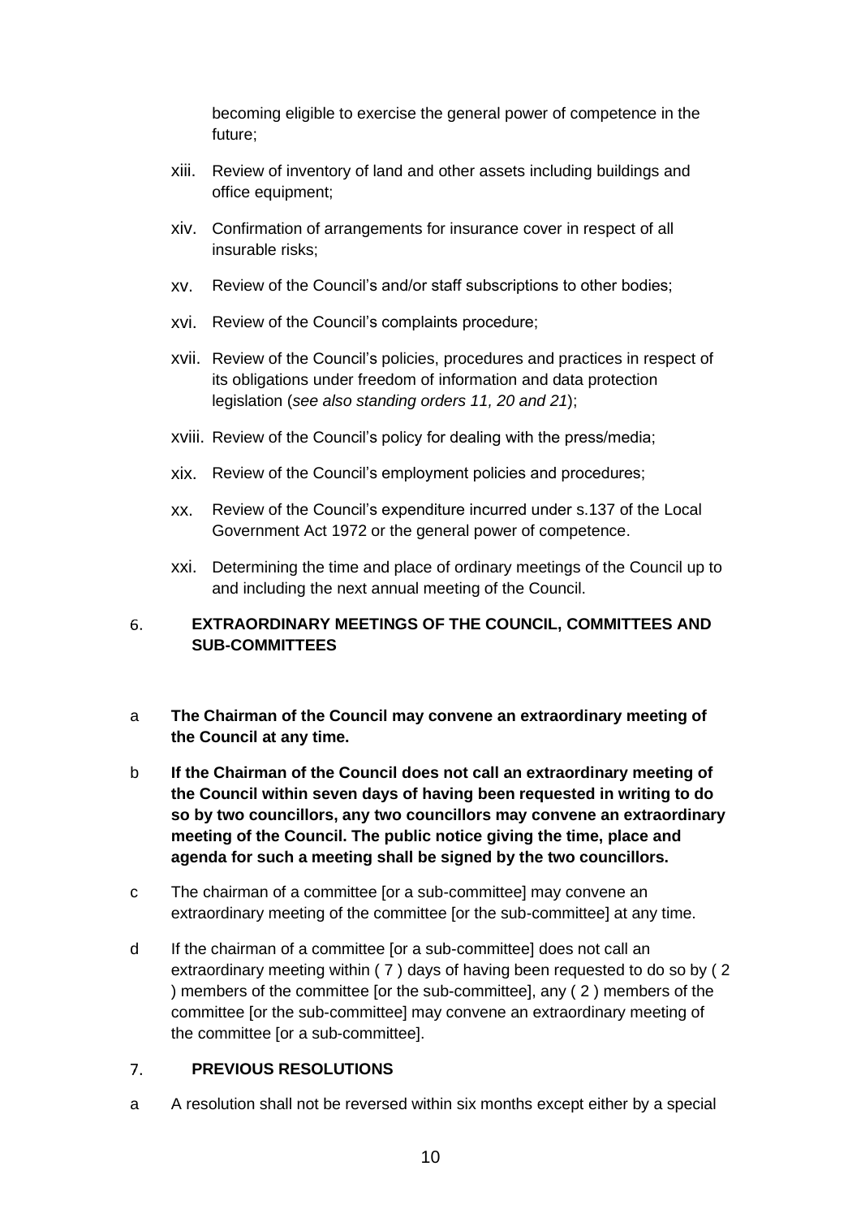becoming eligible to exercise the general power of competence in the future;

xiii. Review of inventory of land and other assets including buildings and office equipment;

xiv. Confirmation of arrangements for insurance cover in respect of all insurable risks;

xv. Review of the Council's and/or staff subscriptions to other bodies;

xvi. Review of the Council's complaints procedure;

xvii. Review of the Council's policies, procedures and practices in respect of its obligations under freedom of information and data protection legislation (*see also standing orders 11, 20 and 21*);

xviii. Review of the Council's policy for dealing with the press/media;

xix. Review of the Council's employment policies and procedures;

xx. Review of the Council's expenditure incurred under s.137 of the Local Government Act 1972 or the general power of competence.

xxi. Determining the time and place of ordinary meetings of the Council up to and including the next annual meeting of the Council.

## 6. EXTRAORDINARY MEETINGS OF THE COUNCIL, COMMITTEES AND SUB-COMMITTEES

a **The Chairman of the Council may convene an extraordinary meeting of the Council at any time.**

b **If the Chairman of the Council does not call an extraordinary meeting of the Council within seven days of having been requested in writing to do so by two councillors, any two councillors may convene an extraordinary meeting of the Council. The public notice giving the time, place and agenda for such a meeting shall be signed by the two councillors.**

c The chairman of a committee [or a sub-committee] may convene an extraordinary meeting of the committee [or the sub-committee] at any time.

d If the chairman of a committee [or a sub-committee] does not call an extraordinary meeting within ( 7 ) days of having been requested to do so by ( 2 ) members of the committee [or the sub-committee], any ( 2 ) members of the committee [or the sub-committee] may convene an extraordinary meeting of the committee [or a sub-committee].

## 7. PREVIOUS RESOLUTIONS

a A resolution shall not be reversed within six months except either by a special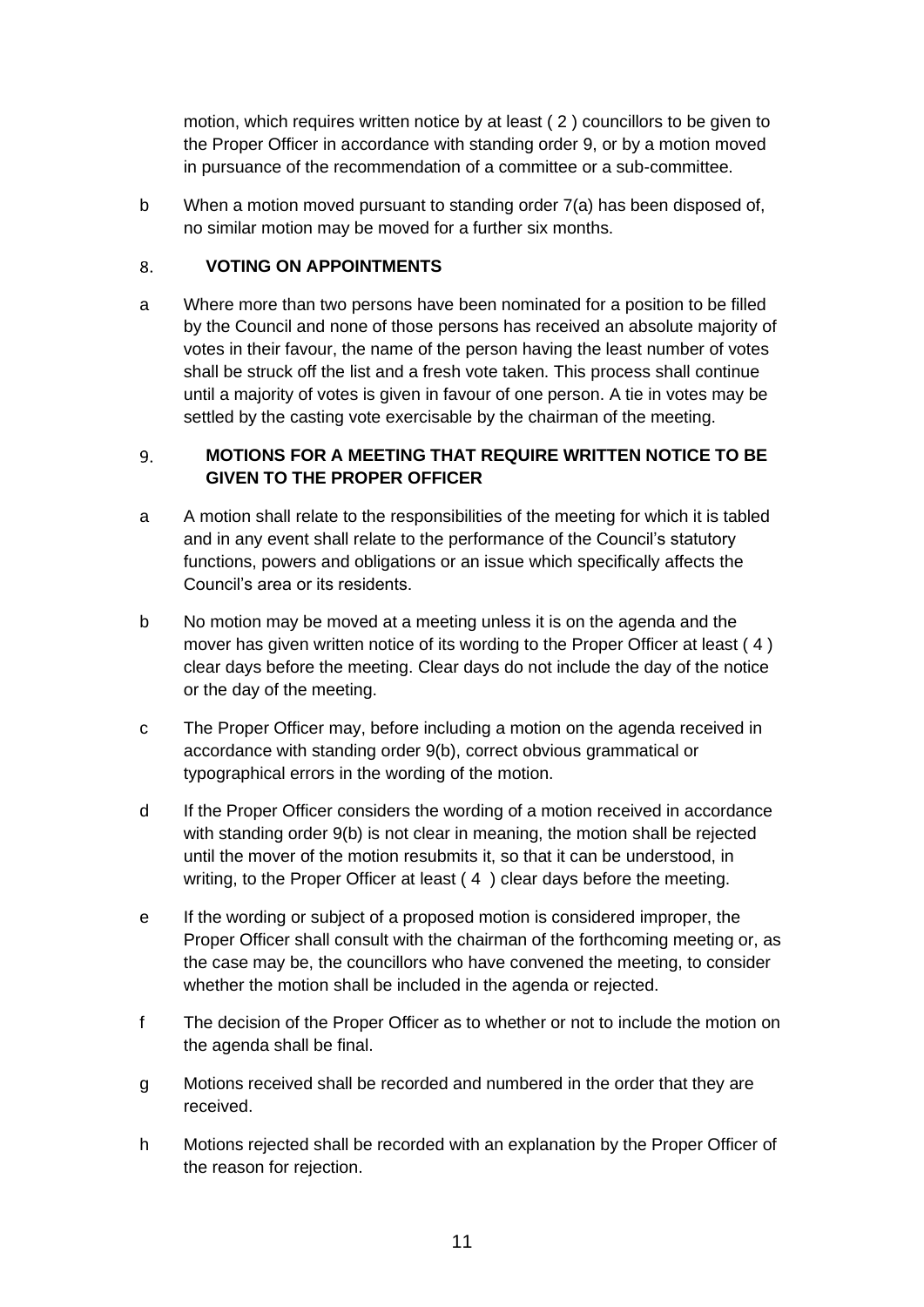motion, which requires written notice by at least ( 2 ) councillors to be given to the Proper Officer in accordance with standing order 9, or by a motion moved in pursuance of the recommendation of a committee or a sub-committee.

b When a motion moved pursuant to standing order 7(a) has been disposed of, no similar motion may be moved for a further six months.

## 8. VOTING ON APPOINTMENTS

a Where more than two persons have been nominated for a position to be filled by the Council and none of those persons has received an absolute majority of votes in their favour, the name of the person having the least number of votes shall be struck off the list and a fresh vote taken. This process shall continue until a majority of votes is given in favour of one person. A tie in votes may be settled by the casting vote exercisable by the chairman of the meeting.

## 9. MOTIONS FOR A MEETING THAT REQUIRE WRITTEN NOTICE TO BE GIVEN TO THE PROPER OFFICER

a A motion shall relate to the responsibilities of the meeting for which it is tabled and in any event shall relate to the performance of the Council's statutory functions, powers and obligations or an issue which specifically affects the Council's area or its residents.

b No motion may be moved at a meeting unless it is on the agenda and the mover has given written notice of its wording to the Proper Officer at least ( 4 ) clear days before the meeting. Clear days do not include the day of the notice or the day of the meeting.

c The Proper Officer may, before including a motion on the agenda received in accordance with standing order 9(b), correct obvious grammatical or typographical errors in the wording of the motion.

d If the Proper Officer considers the wording of a motion received in accordance with standing order 9(b) is not clear in meaning, the motion shall be rejected until the mover of the motion resubmits it, so that it can be understood, in writing, to the Proper Officer at least ( 4 ) clear days before the meeting.

e If the wording or subject of a proposed motion is considered improper, the Proper Officer shall consult with the chairman of the forthcoming meeting or, as the case may be, the councillors who have convened the meeting, to consider whether the motion shall be included in the agenda or rejected.

f The decision of the Proper Officer as to whether or not to include the motion on the agenda shall be final.

g Motions received shall be recorded and numbered in the order that they are received.

h Motions rejected shall be recorded with an explanation by the Proper Officer of the reason for rejection.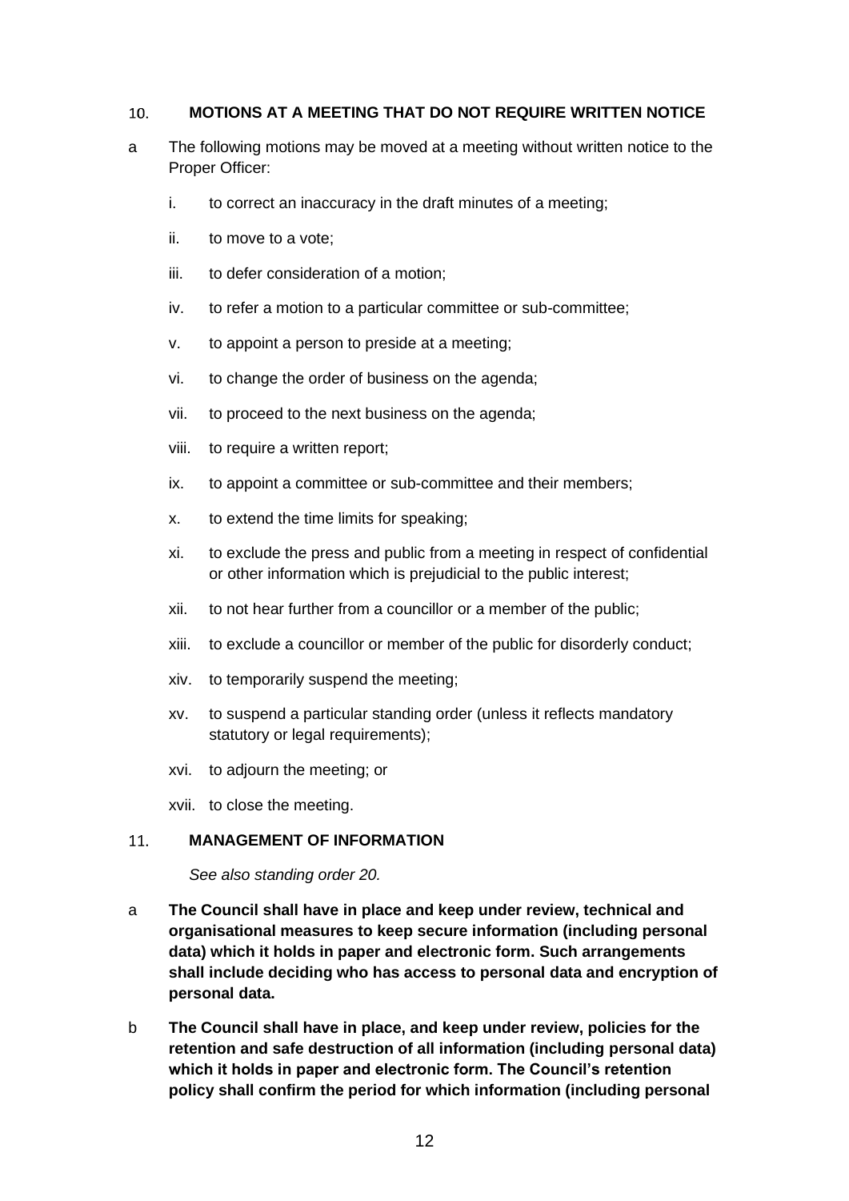## 10. MOTIONS AT A MEETING THAT DO NOT REQUIRE WRITTEN NOTICE

a The following motions may be moved at a meeting without written notice to the Proper Officer:

i. to correct an inaccuracy in the draft minutes of a meeting;

ii. to move to a vote;

iii. to defer consideration of a motion;

iv. to refer a motion to a particular committee or sub-committee;

v. to appoint a person to preside at a meeting;

vi. to change the order of business on the agenda;

vii. to proceed to the next business on the agenda;

viii. to require a written report;

ix. to appoint a committee or sub-committee and their members;

x. to extend the time limits for speaking;

xi. to exclude the press and public from a meeting in respect of confidential or other information which is prejudicial to the public interest;

xii. to not hear further from a councillor or a member of the public;

xiii. to exclude a councillor or member of the public for disorderly conduct;

xiv. to temporarily suspend the meeting;

xv. to suspend a particular standing order (unless it reflects mandatory statutory or legal requirements);

xvi. to adjourn the meeting; or

xvii. to close the meeting.

## 11. MANAGEMENT OF INFORMATION

*See also standing order 20.*

a **The Council shall have in place and keep under review, technical and organisational measures to keep secure information (including personal data) which it holds in paper and electronic form. Such arrangements shall include deciding who has access to personal data and encryption of personal data.**

b **The Council shall have in place, and keep under review, policies for the retention and safe destruction of all information (including personal data) which it holds in paper and electronic form. The Council's retention policy shall confirm the period for which information (including personal**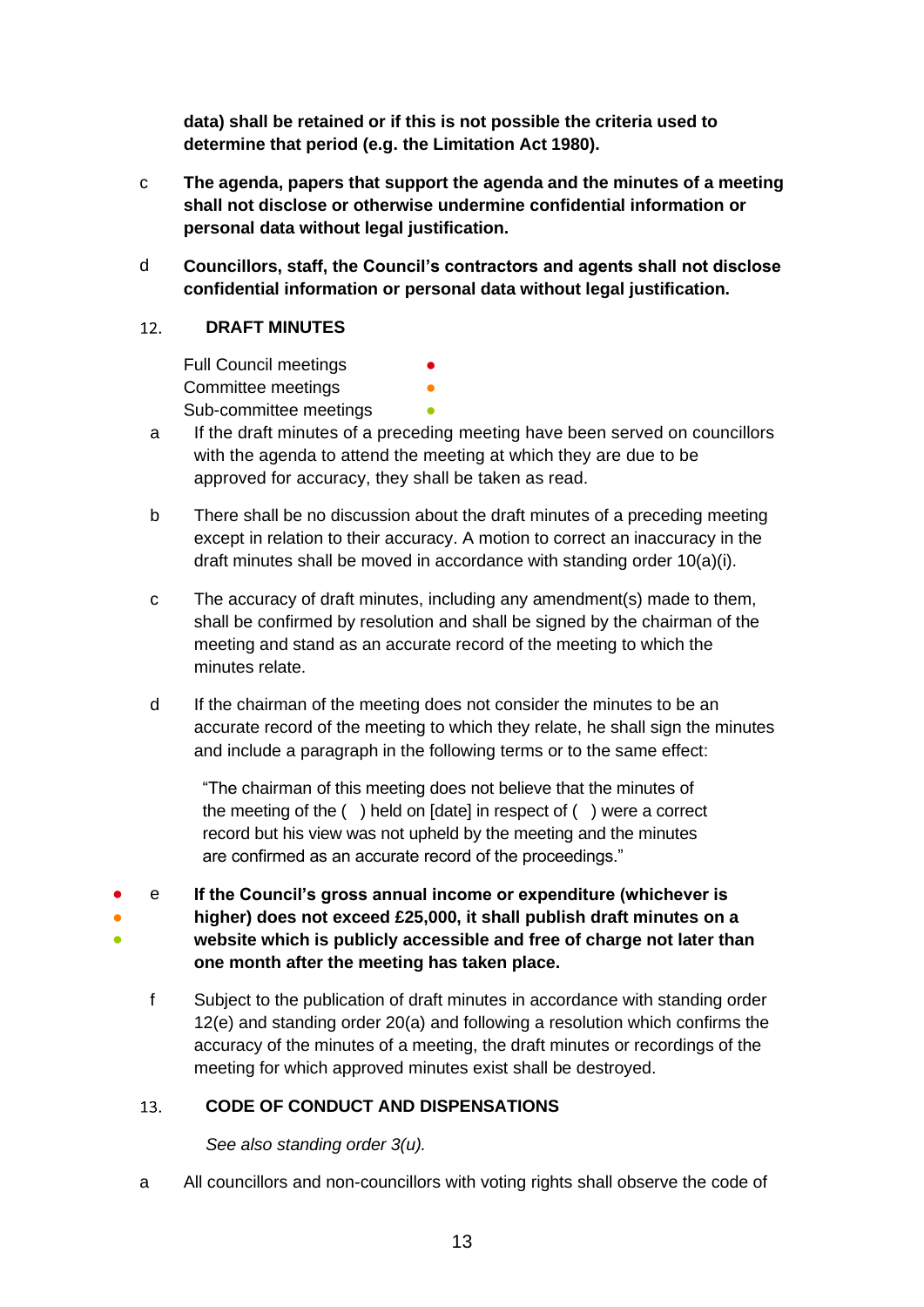**data) shall be retained or if this is not possible the criteria used to determine that period (e.g. the Limitation Act 1980).**

c **The agenda, papers that support the agenda and the minutes of a meeting shall not disclose or otherwise undermine confidential information or personal data without legal justification.**

d **Councillors, staff, the Council's contractors and agents shall not disclose confidential information or personal data without legal justification.**

## 12. DRAFT MINUTES

Full Council meetings ●
Committee meetings ●
Sub-committee meetings ●

a If the draft minutes of a preceding meeting have been served on councillors with the agenda to attend the meeting at which they are due to be approved for accuracy, they shall be taken as read.

b There shall be no discussion about the draft minutes of a preceding meeting except in relation to their accuracy. A motion to correct an inaccuracy in the draft minutes shall be moved in accordance with standing order 10(a)(i).

c The accuracy of draft minutes, including any amendment(s) made to them, shall be confirmed by resolution and shall be signed by the chairman of the meeting and stand as an accurate record of the meeting to which the minutes relate.

d If the chairman of the meeting does not consider the minutes to be an accurate record of the meeting to which they relate, he shall sign the minutes and include a paragraph in the following terms or to the same effect:

> "The chairman of this meeting does not believe that the minutes of the meeting of the ( ) held on [date] in respect of ( ) were a correct record but his view was not upheld by the meeting and the minutes are confirmed as an accurate record of the proceedings."

● ● ● e **If the Council's gross annual income or expenditure (whichever is higher) does not exceed £25,000, it shall publish draft minutes on a website which is publicly accessible and free of charge not later than one month after the meeting has taken place.**

f Subject to the publication of draft minutes in accordance with standing order 12(e) and standing order 20(a) and following a resolution which confirms the accuracy of the minutes of a meeting, the draft minutes or recordings of the meeting for which approved minutes exist shall be destroyed.

## 13. CODE OF CONDUCT AND DISPENSATIONS

*See also standing order 3(u).*

a All councillors and non-councillors with voting rights shall observe the code of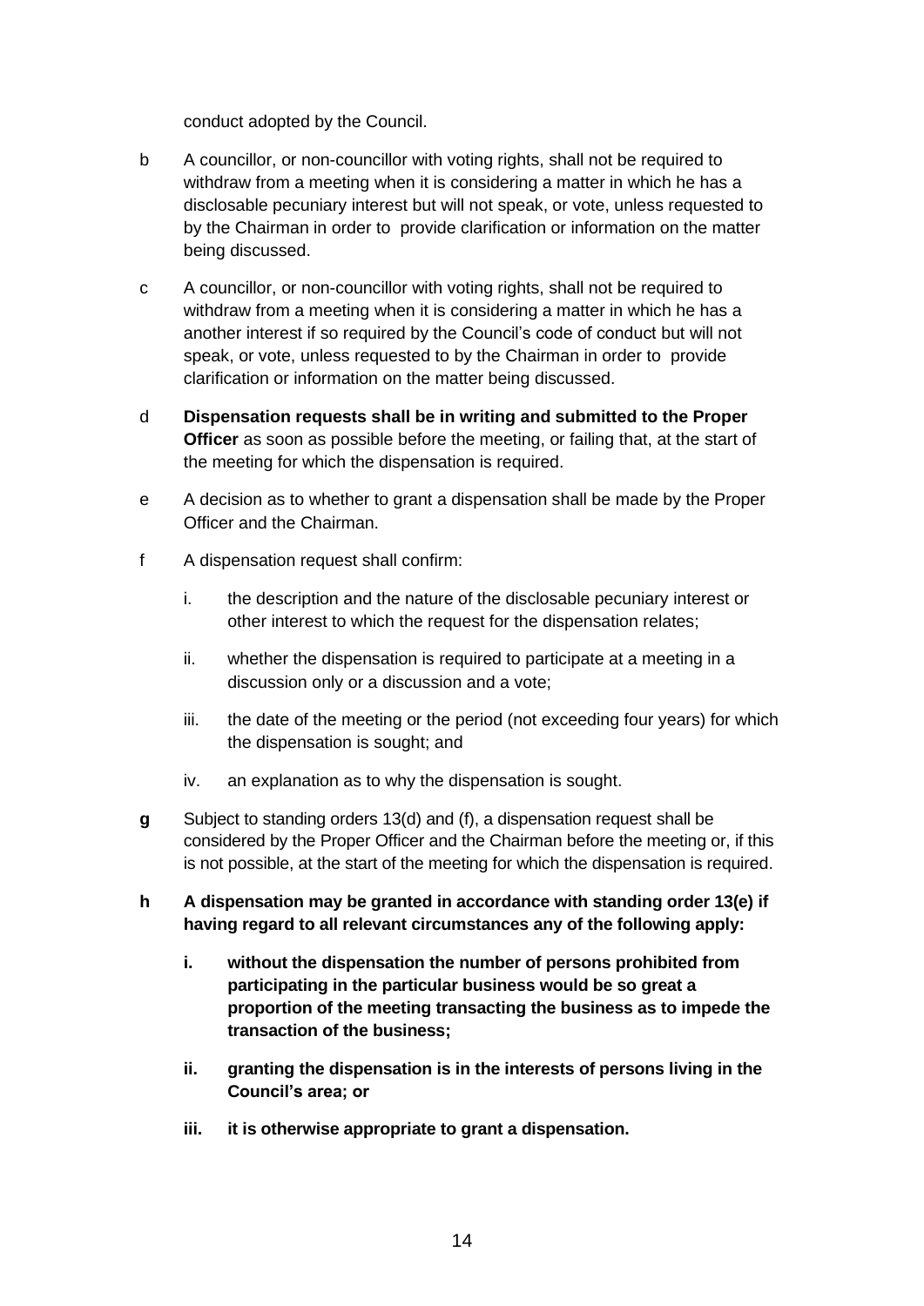conduct adopted by the Council.

b A councillor, or non-councillor with voting rights, shall not be required to withdraw from a meeting when it is considering a matter in which he has a disclosable pecuniary interest but will not speak, or vote, unless requested to by the Chairman in order to provide clarification or information on the matter being discussed.

c A councillor, or non-councillor with voting rights, shall not be required to withdraw from a meeting when it is considering a matter in which he has a another interest if so required by the Council's code of conduct but will not speak, or vote, unless requested to by the Chairman in order to provide clarification or information on the matter being discussed.

d **Dispensation requests shall be in writing and submitted to the Proper Officer** as soon as possible before the meeting, or failing that, at the start of the meeting for which the dispensation is required.

e A decision as to whether to grant a dispensation shall be made by the Proper Officer and the Chairman.

f A dispensation request shall confirm:

  i. the description and the nature of the disclosable pecuniary interest or other interest to which the request for the dispensation relates;

  ii. whether the dispensation is required to participate at a meeting in a discussion only or a discussion and a vote;

  iii. the date of the meeting or the period (not exceeding four years) for which the dispensation is sought; and

  iv. an explanation as to why the dispensation is sought.

**g** Subject to standing orders 13(d) and (f), a dispensation request shall be considered by the Proper Officer and the Chairman before the meeting or, if this is not possible, at the start of the meeting for which the dispensation is required.

**h A dispensation may be granted in accordance with standing order 13(e) if having regard to all relevant circumstances any of the following apply:**

  **i. without the dispensation the number of persons prohibited from participating in the particular business would be so great a proportion of the meeting transacting the business as to impede the transaction of the business;**

  **ii. granting the dispensation is in the interests of persons living in the Council's area; or**

  **iii. it is otherwise appropriate to grant a dispensation.**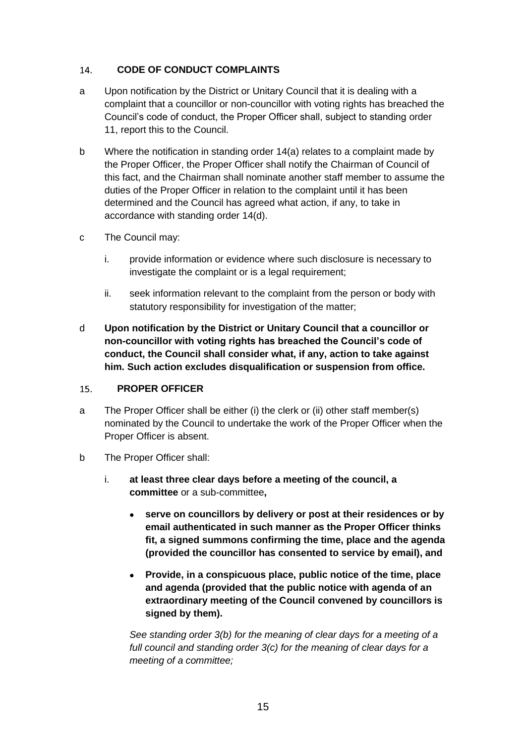## 14. CODE OF CONDUCT COMPLAINTS

a Upon notification by the District or Unitary Council that it is dealing with a complaint that a councillor or non-councillor with voting rights has breached the Council's code of conduct, the Proper Officer shall, subject to standing order 11, report this to the Council.

b Where the notification in standing order 14(a) relates to a complaint made by the Proper Officer, the Proper Officer shall notify the Chairman of Council of this fact, and the Chairman shall nominate another staff member to assume the duties of the Proper Officer in relation to the complaint until it has been determined and the Council has agreed what action, if any, to take in accordance with standing order 14(d).

c The Council may:

   i. provide information or evidence where such disclosure is necessary to investigate the complaint or is a legal requirement;

   ii. seek information relevant to the complaint from the person or body with statutory responsibility for investigation of the matter;

d **Upon notification by the District or Unitary Council that a councillor or non-councillor with voting rights has breached the Council's code of conduct, the Council shall consider what, if any, action to take against him. Such action excludes disqualification or suspension from office.**

## 15. PROPER OFFICER

a The Proper Officer shall be either (i) the clerk or (ii) other staff member(s) nominated by the Council to undertake the work of the Proper Officer when the Proper Officer is absent.

b The Proper Officer shall:

   i. **at least three clear days before a meeting of the council, a committee** or a sub-committee**,**

      - **serve on councillors by delivery or post at their residences or by email authenticated in such manner as the Proper Officer thinks fit, a signed summons confirming the time, place and the agenda (provided the councillor has consented to service by email), and**
      - **Provide, in a conspicuous place, public notice of the time, place and agenda (provided that the public notice with agenda of an extraordinary meeting of the Council convened by councillors is signed by them).**

      *See standing order 3(b) for the meaning of clear days for a meeting of a full council and standing order 3(c) for the meaning of clear days for a meeting of a committee;*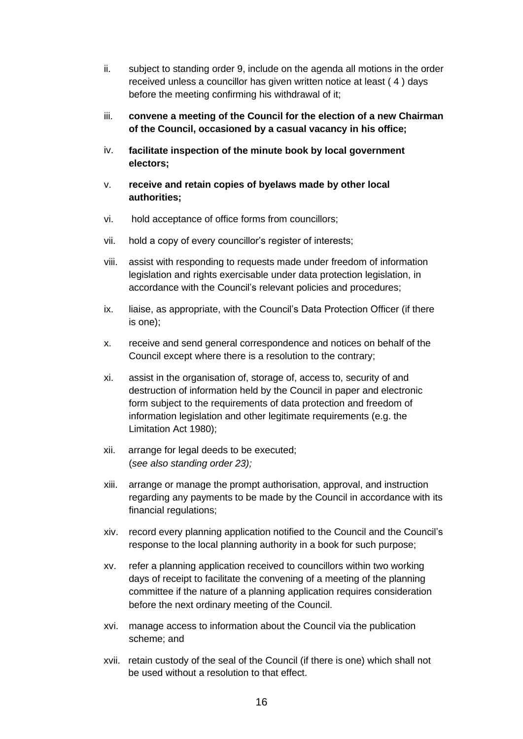ii. subject to standing order 9, include on the agenda all motions in the order received unless a councillor has given written notice at least ( 4 ) days before the meeting confirming his withdrawal of it;

iii. **convene a meeting of the Council for the election of a new Chairman of the Council, occasioned by a casual vacancy in his office;**

iv. **facilitate inspection of the minute book by local government electors;**

v. **receive and retain copies of byelaws made by other local authorities;**

vi. hold acceptance of office forms from councillors;

vii. hold a copy of every councillor's register of interests;

viii. assist with responding to requests made under freedom of information legislation and rights exercisable under data protection legislation, in accordance with the Council's relevant policies and procedures;

ix. liaise, as appropriate, with the Council's Data Protection Officer (if there is one);

x. receive and send general correspondence and notices on behalf of the Council except where there is a resolution to the contrary;

xi. assist in the organisation of, storage of, access to, security of and destruction of information held by the Council in paper and electronic form subject to the requirements of data protection and freedom of information legislation and other legitimate requirements (e.g. the Limitation Act 1980);

xii. arrange for legal deeds to be executed;
(*see also standing order 23);*

xiii. arrange or manage the prompt authorisation, approval, and instruction regarding any payments to be made by the Council in accordance with its financial regulations;

xiv. record every planning application notified to the Council and the Council's response to the local planning authority in a book for such purpose;

xv. refer a planning application received to councillors within two working days of receipt to facilitate the convening of a meeting of the planning committee if the nature of a planning application requires consideration before the next ordinary meeting of the Council.

xvi. manage access to information about the Council via the publication scheme; and

xvii. retain custody of the seal of the Council (if there is one) which shall not be used without a resolution to that effect.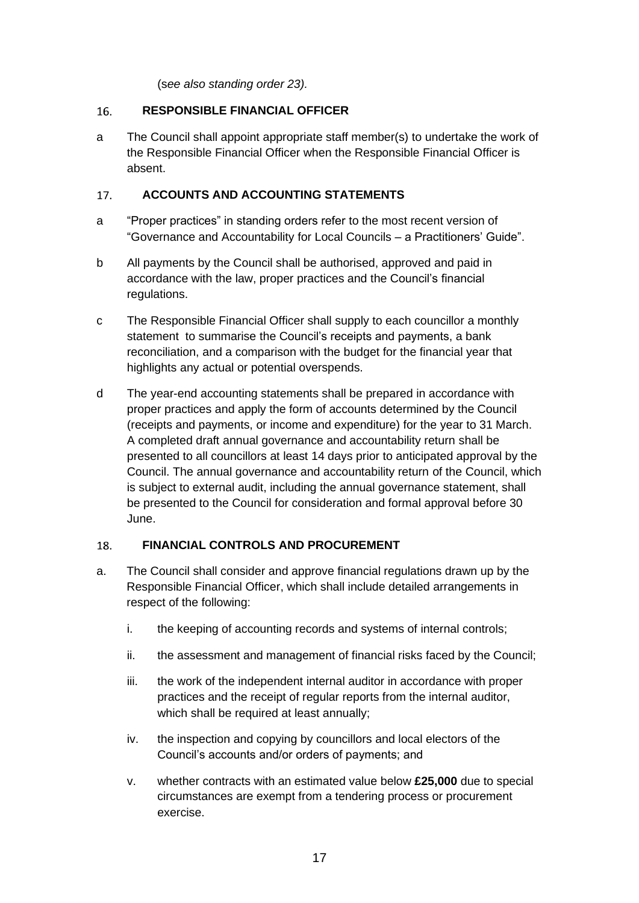(s*ee also standing order 23).*

## 16. RESPONSIBLE FINANCIAL OFFICER

a The Council shall appoint appropriate staff member(s) to undertake the work of the Responsible Financial Officer when the Responsible Financial Officer is absent.

## 17. ACCOUNTS AND ACCOUNTING STATEMENTS

a "Proper practices" in standing orders refer to the most recent version of "Governance and Accountability for Local Councils – a Practitioners' Guide".

b All payments by the Council shall be authorised, approved and paid in accordance with the law, proper practices and the Council's financial regulations.

c The Responsible Financial Officer shall supply to each councillor a monthly statement to summarise the Council's receipts and payments, a bank reconciliation, and a comparison with the budget for the financial year that highlights any actual or potential overspends.

d The year-end accounting statements shall be prepared in accordance with proper practices and apply the form of accounts determined by the Council (receipts and payments, or income and expenditure) for the year to 31 March. A completed draft annual governance and accountability return shall be presented to all councillors at least 14 days prior to anticipated approval by the Council. The annual governance and accountability return of the Council, which is subject to external audit, including the annual governance statement, shall be presented to the Council for consideration and formal approval before 30 June.

## 18. FINANCIAL CONTROLS AND PROCUREMENT

a. The Council shall consider and approve financial regulations drawn up by the Responsible Financial Officer, which shall include detailed arrangements in respect of the following:

   i. the keeping of accounting records and systems of internal controls;

   ii. the assessment and management of financial risks faced by the Council;

   iii. the work of the independent internal auditor in accordance with proper practices and the receipt of regular reports from the internal auditor, which shall be required at least annually;

   iv. the inspection and copying by councillors and local electors of the Council's accounts and/or orders of payments; and

   v. whether contracts with an estimated value below **£25,000** due to special circumstances are exempt from a tendering process or procurement exercise.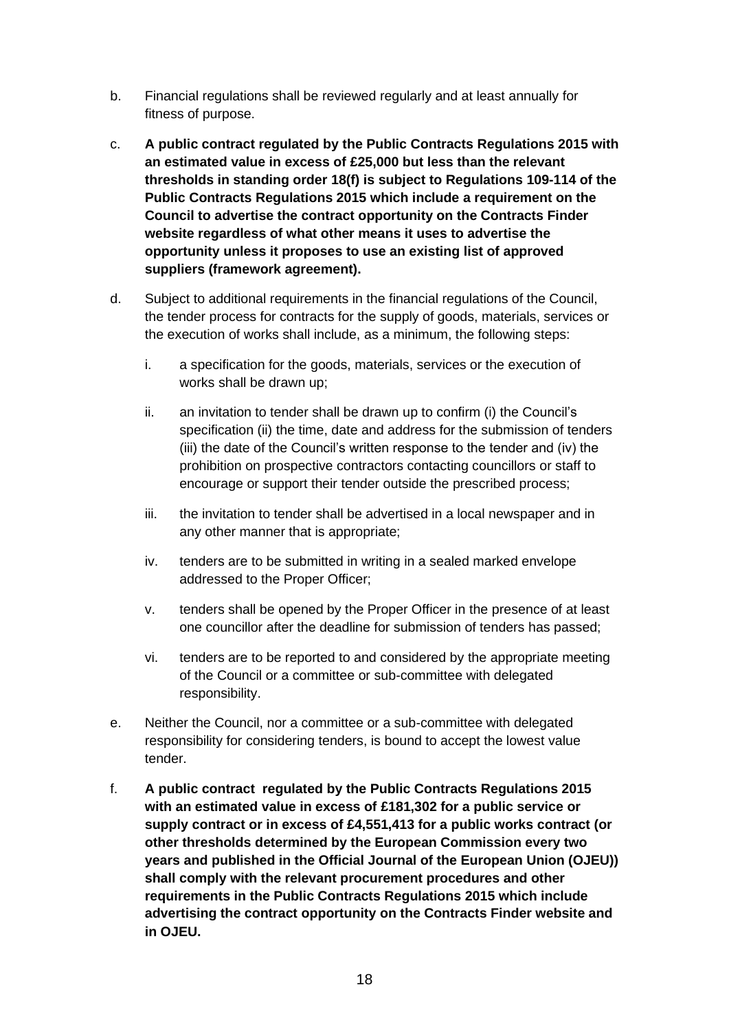b. Financial regulations shall be reviewed regularly and at least annually for fitness of purpose.

c. **A public contract regulated by the Public Contracts Regulations 2015 with an estimated value in excess of £25,000 but less than the relevant thresholds in standing order 18(f) is subject to Regulations 109-114 of the Public Contracts Regulations 2015 which include a requirement on the Council to advertise the contract opportunity on the Contracts Finder website regardless of what other means it uses to advertise the opportunity unless it proposes to use an existing list of approved suppliers (framework agreement).**

d. Subject to additional requirements in the financial regulations of the Council, the tender process for contracts for the supply of goods, materials, services or the execution of works shall include, as a minimum, the following steps:

   i. a specification for the goods, materials, services or the execution of works shall be drawn up;

   ii. an invitation to tender shall be drawn up to confirm (i) the Council's specification (ii) the time, date and address for the submission of tenders (iii) the date of the Council's written response to the tender and (iv) the prohibition on prospective contractors contacting councillors or staff to encourage or support their tender outside the prescribed process;

   iii. the invitation to tender shall be advertised in a local newspaper and in any other manner that is appropriate;

   iv. tenders are to be submitted in writing in a sealed marked envelope addressed to the Proper Officer;

   v. tenders shall be opened by the Proper Officer in the presence of at least one councillor after the deadline for submission of tenders has passed;

   vi. tenders are to be reported to and considered by the appropriate meeting of the Council or a committee or sub-committee with delegated responsibility.

e. Neither the Council, nor a committee or a sub-committee with delegated responsibility for considering tenders, is bound to accept the lowest value tender.

f. **A public contract regulated by the Public Contracts Regulations 2015 with an estimated value in excess of £181,302 for a public service or supply contract or in excess of £4,551,413 for a public works contract (or other thresholds determined by the European Commission every two years and published in the Official Journal of the European Union (OJEU)) shall comply with the relevant procurement procedures and other requirements in the Public Contracts Regulations 2015 which include advertising the contract opportunity on the Contracts Finder website and in OJEU.**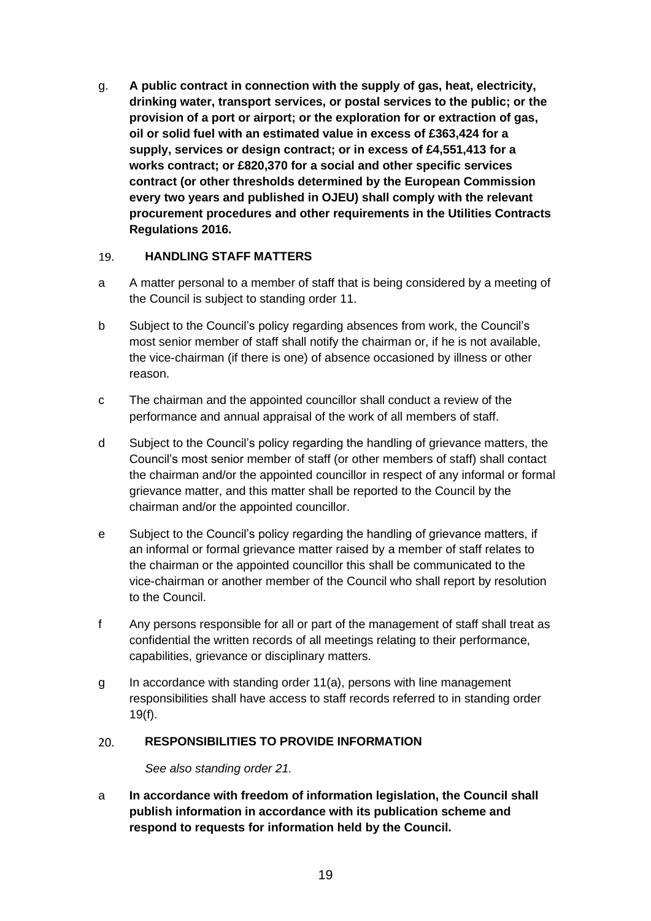g. **A public contract in connection with the supply of gas, heat, electricity, drinking water, transport services, or postal services to the public; or the provision of a port or airport; or the exploration for or extraction of gas, oil or solid fuel with an estimated value in excess of £363,424 for a supply, services or design contract; or in excess of £4,551,413 for a works contract; or £820,370 for a social and other specific services contract (or other thresholds determined by the European Commission every two years and published in OJEU) shall comply with the relevant procurement procedures and other requirements in the Utilities Contracts Regulations 2016.**

## 19. HANDLING STAFF MATTERS

a A matter personal to a member of staff that is being considered by a meeting of the Council is subject to standing order 11.

b Subject to the Council's policy regarding absences from work, the Council's most senior member of staff shall notify the chairman or, if he is not available, the vice-chairman (if there is one) of absence occasioned by illness or other reason.

c The chairman and the appointed councillor shall conduct a review of the performance and annual appraisal of the work of all members of staff.

d Subject to the Council's policy regarding the handling of grievance matters, the Council's most senior member of staff (or other members of staff) shall contact the chairman and/or the appointed councillor in respect of any informal or formal grievance matter, and this matter shall be reported to the Council by the chairman and/or the appointed councillor.

e Subject to the Council's policy regarding the handling of grievance matters, if an informal or formal grievance matter raised by a member of staff relates to the chairman or the appointed councillor this shall be communicated to the vice-chairman or another member of the Council who shall report by resolution to the Council.

f Any persons responsible for all or part of the management of staff shall treat as confidential the written records of all meetings relating to their performance, capabilities, grievance or disciplinary matters.

g In accordance with standing order 11(a), persons with line management responsibilities shall have access to staff records referred to in standing order 19(f).

## 20. RESPONSIBILITIES TO PROVIDE INFORMATION

*See also standing order 21.*

a **In accordance with freedom of information legislation, the Council shall publish information in accordance with its publication scheme and respond to requests for information held by the Council.**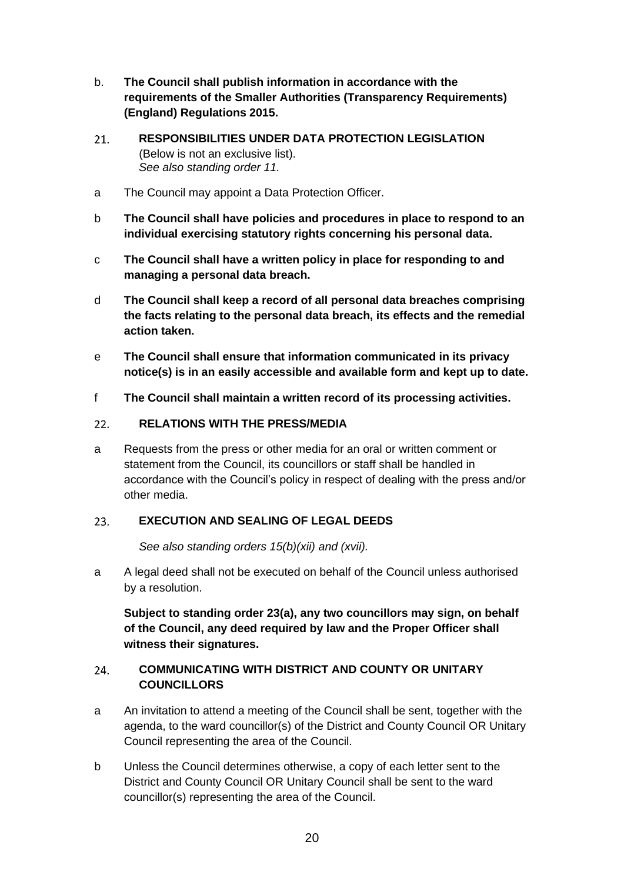b. **The Council shall publish information in accordance with the requirements of the Smaller Authorities (Transparency Requirements) (England) Regulations 2015.**

## 21. RESPONSIBILITIES UNDER DATA PROTECTION LEGISLATION

(Below is not an exclusive list).
*See also standing order 11.*

a The Council may appoint a Data Protection Officer.

b **The Council shall have policies and procedures in place to respond to an individual exercising statutory rights concerning his personal data.**

c **The Council shall have a written policy in place for responding to and managing a personal data breach.**

d **The Council shall keep a record of all personal data breaches comprising the facts relating to the personal data breach, its effects and the remedial action taken.**

e **The Council shall ensure that information communicated in its privacy notice(s) is in an easily accessible and available form and kept up to date.**

f **The Council shall maintain a written record of its processing activities.**

## 22. RELATIONS WITH THE PRESS/MEDIA

a Requests from the press or other media for an oral or written comment or statement from the Council, its councillors or staff shall be handled in accordance with the Council's policy in respect of dealing with the press and/or other media.

## 23. EXECUTION AND SEALING OF LEGAL DEEDS

*See also standing orders 15(b)(xii) and (xvii).*

a A legal deed shall not be executed on behalf of the Council unless authorised by a resolution.

**Subject to standing order 23(a), any two councillors may sign, on behalf of the Council, any deed required by law and the Proper Officer shall witness their signatures.**

## 24. COMMUNICATING WITH DISTRICT AND COUNTY OR UNITARY COUNCILLORS

a An invitation to attend a meeting of the Council shall be sent, together with the agenda, to the ward councillor(s) of the District and County Council OR Unitary Council representing the area of the Council.

b Unless the Council determines otherwise, a copy of each letter sent to the District and County Council OR Unitary Council shall be sent to the ward councillor(s) representing the area of the Council.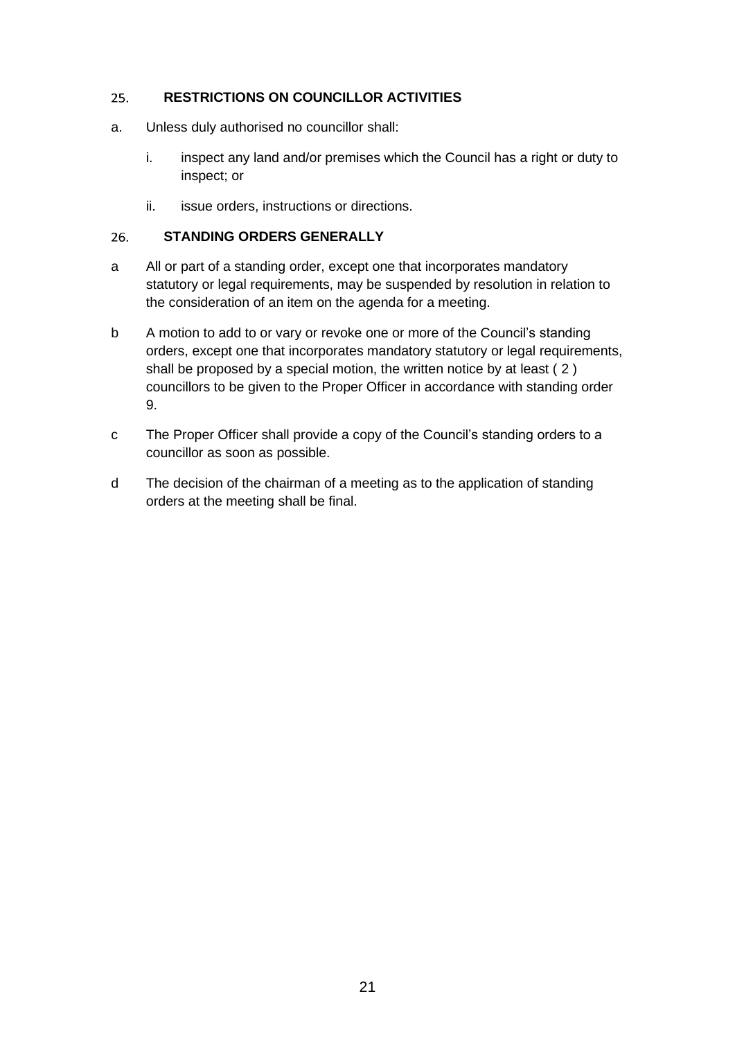## 25. RESTRICTIONS ON COUNCILLOR ACTIVITIES

a. Unless duly authorised no councillor shall:

   i. inspect any land and/or premises which the Council has a right or duty to inspect; or

   ii. issue orders, instructions or directions.

## 26. STANDING ORDERS GENERALLY

a All or part of a standing order, except one that incorporates mandatory statutory or legal requirements, may be suspended by resolution in relation to the consideration of an item on the agenda for a meeting.

b A motion to add to or vary or revoke one or more of the Council's standing orders, except one that incorporates mandatory statutory or legal requirements, shall be proposed by a special motion, the written notice by at least ( 2 ) councillors to be given to the Proper Officer in accordance with standing order 9.

c The Proper Officer shall provide a copy of the Council's standing orders to a councillor as soon as possible.

d The decision of the chairman of a meeting as to the application of standing orders at the meeting shall be final.